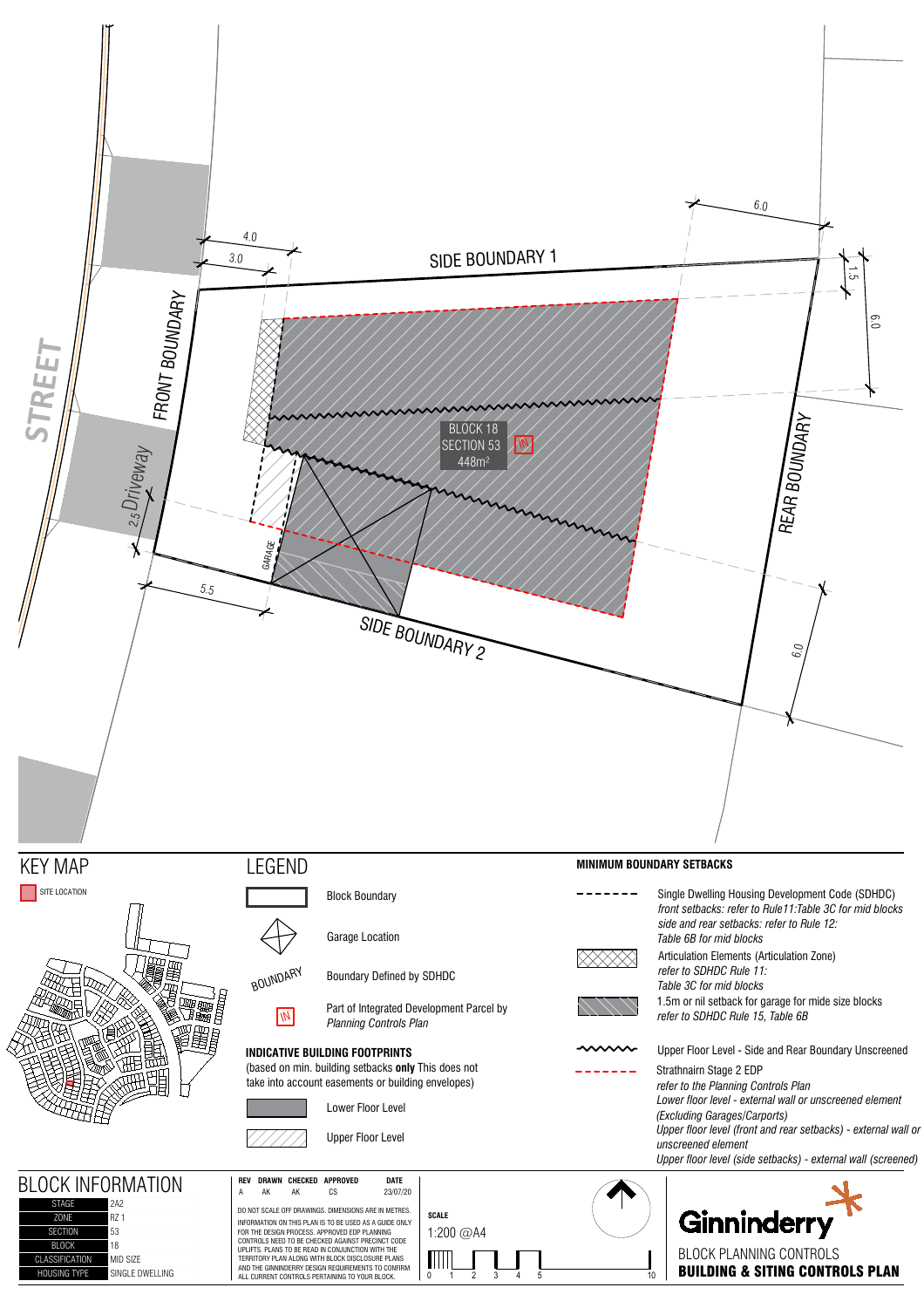STREET

FRONT BOUNDARY

SIDE BOUNDARY 1

SIDE BOUNDARY 2

REAR BOUNDARY

Driveway

2.5

4.0

3.0

5.5

6.0

1.5

6.0

6.0

GARAGE

BLOCK 18
SECTION 53
448m²

IN

## KEY MAP

SITE LOCATION

## LEGEND

- Block Boundary
- Garage Location
- BOUNDARY — Boundary Defined by SDHDC
- IN — Part of Integrated Development Parcel by *Planning Controls Plan*

### INDICATIVE BUILDING FOOTPRINTS

(based on min. building setbacks **only** This does not take into account easements or building envelopes)

- Lower Floor Level
- Upper Floor Level

### MINIMUM BOUNDARY SETBACKS

- Single Dwelling Housing Development Code (SDHDC)
  *front setbacks: refer to Rule11:Table 3C for mid blocks*
  *side and rear setbacks: refer to Rule 12: Table 6B for mid blocks*
- Articulation Elements (Articulation Zone)
  *refer to SDHDC Rule 11: Table 3C for mid blocks*
- 1.5m or nil setback for garage for mide size blocks
  *refer to SDHDC Rule 15, Table 6B*
- Upper Floor Level - Side and Rear Boundary Unscreened
- Strathnairn Stage 2 EDP
  *refer to the Planning Controls Plan*
  *Lower floor level - external wall or unscreened element (Excluding Garages/Carports)*
  *Upper floor level (front and rear setbacks) - external wall or unscreened element*
  *Upper floor level (side setbacks) - external wall (screened)*

## BLOCK INFORMATION

| | |
|---|---|
| STAGE | 2A2 |
| ZONE | RZ 1 |
| SECTION | 53 |
| BLOCK | 18 |
| CLASSIFICATION | MID SIZE |
| HOUSING TYPE | SINGLE DWELLING |

| REV | DRAWN | CHECKED | APPROVED | DATE |
|---|---|---|---|---|
| A | AK | AK | CS | 23/07/20 |

DO NOT SCALE OFF DRAWINGS. DIMENSIONS ARE IN METRES.
INFORMATION ON THIS PLAN IS TO BE USED AS A GUIDE ONLY FOR THE DESIGN PROCESS. APPROVED EDP PLANNING CONTROLS NEED TO BE CHECKED AGAINST PRECINCT CODE UPLIFTS. PLANS TO BE READ IN CONJUNCTION WITH THE TERRITORY PLAN ALONG WITH BLOCK DISCLOSURE PLANS AND THE GINNINDERRY DESIGN REQUIREMENTS TO CONFIRM ALL CURRENT CONTROLS PERTAINING TO YOUR BLOCK.

**SCALE**
1:200 @A4

0 1 2 3 4 5 10

Ginninderry

BLOCK PLANNING CONTROLS
**BUILDING & SITING CONTROLS PLAN**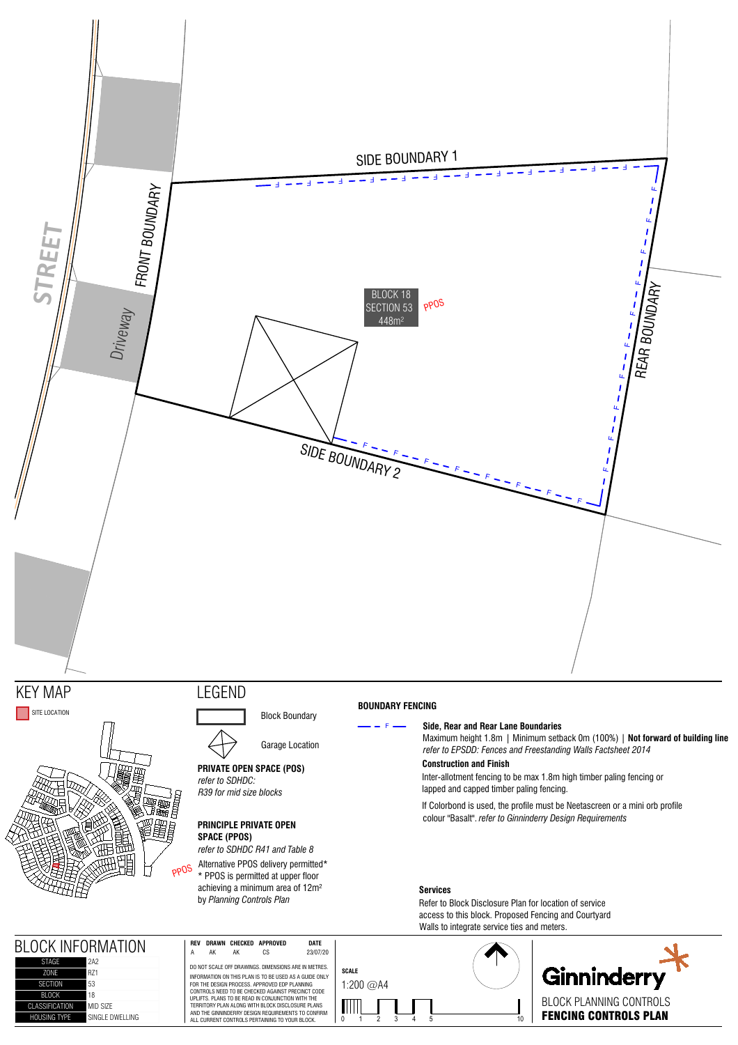STREET

FRONT BOUNDARY

Driveway

SIDE BOUNDARY 1

SIDE BOUNDARY 2

REAR BOUNDARY

BLOCK 18
SECTION 53
448m²

PPOS

## KEY MAP

SITE LOCATION

## LEGEND

Block Boundary

Garage Location

**PRIVATE OPEN SPACE (POS)**
*refer to SDHDC:*
*R39 for mid size blocks*

**PRINCIPLE PRIVATE OPEN SPACE (PPOS)**
*refer to SDHDC R41 and Table 8*

PPOS Alternative PPOS delivery permitted*
* PPOS is permitted at upper floor achieving a minimum area of 12m² by *Planning Controls Plan*

**BOUNDARY FENCING**

**Side, Rear and Rear Lane Boundaries**
Maximum height 1.8m | Minimum setback 0m (100%) | **Not forward of building line**
*refer to EPSDD: Fences and Freestanding Walls Factsheet 2014*

**Construction and Finish**
Inter-allotment fencing to be max 1.8m high timber paling fencing or lapped and capped timber paling fencing.

If Colorbond is used, the profile must be Neetascreen or a mini orb profile colour "Basalt". *refer to Ginninderry Design Requirements*

**Services**
Refer to Block Disclosure Plan for location of service access to this block. Proposed Fencing and Courtyard Walls to integrate service ties and meters.

## BLOCK INFORMATION

| | |
|---|---|
| STAGE | 2A2 |
| ZONE | RZ1 |
| SECTION | 53 |
| BLOCK | 18 |
| CLASSIFICATION | MID SIZE |
| HOUSING TYPE | SINGLE DWELLING |

| REV | DRAWN | CHECKED | APPROVED | DATE |
|---|---|---|---|---|
| A | AK | AK | CS | 23/07/20 |

DO NOT SCALE OFF DRAWINGS. DIMENSIONS ARE IN METRES.
INFORMATION ON THIS PLAN IS TO BE USED AS A GUIDE ONLY FOR THE DESIGN PROCESS. APPROVED EDP PLANNING CONTROLS NEED TO BE CHECKED AGAINST PRECINCT CODE UPLIFTS. PLANS TO BE READ IN CONJUNCTION WITH THE TERRITORY PLAN ALONG WITH BLOCK DISCLOSURE PLANS AND THE GINNINDERRY DESIGN REQUIREMENTS TO CONFIRM ALL CURRENT CONTROLS PERTAINING TO YOUR BLOCK.

**SCALE**
1:200 @A4

0 1 2 3 4 5 10

Ginninderry

BLOCK PLANNING CONTROLS
**FENCING CONTROLS PLAN**